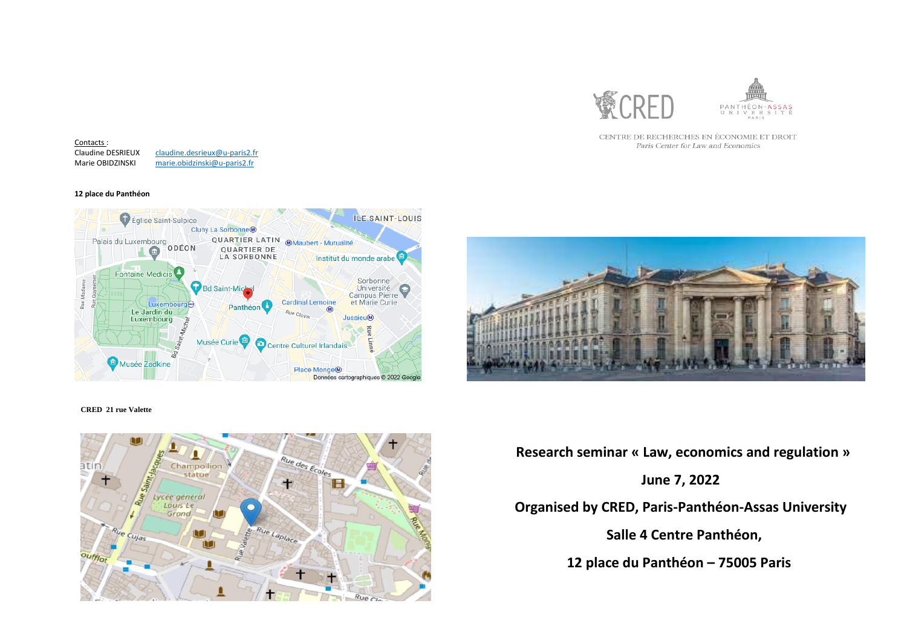CENTRE DE RECHERCHES EN ÉCONOMIE ET DROIT
*Paris Center for Law and Economics*

Contacts :

Claudine DESRIEUX claudine.desrieux@u-paris2.fr
Marie OBIDZINSKI marie.obidzinski@u-paris2.fr

**12 place du Panthéon**

**CRED 21 rue Valette**

**Research seminar « Law, economics and regulation »**

**June 7, 2022**

**Organised by CRED, Paris-Panthéon-Assas University**

**Salle 4 Centre Panthéon,**

**12 place du Panthéon – 75005 Paris**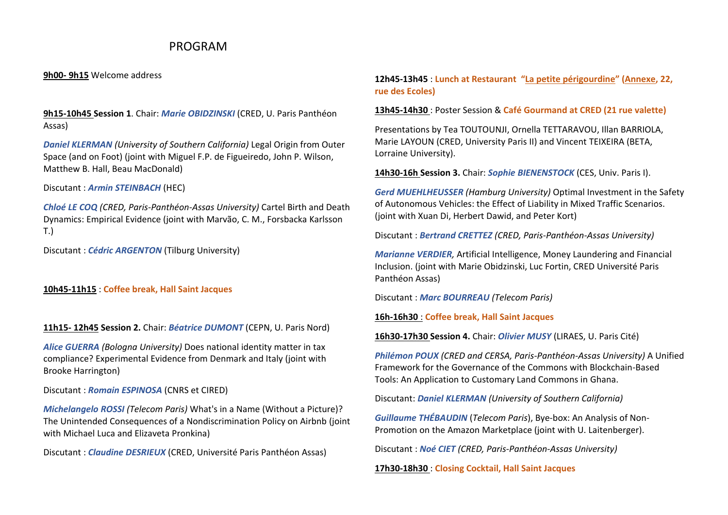# PROGRAM

**9h00- 9h15** Welcome address

**9h15-10h45 Session 1**. Chair: ***Marie OBIDZINSKI*** (CRED, U. Paris Panthéon Assas)

***Daniel KLERMAN*** *(University of Southern California)* Legal Origin from Outer Space (and on Foot) (joint with Miguel F.P. de Figueiredo, John P. Wilson, Matthew B. Hall, Beau MacDonald)

Discutant : ***Armin STEINBACH*** (HEC)

***Chloé LE COQ*** *(CRED, Paris-Panthéon-Assas University)* Cartel Birth and Death Dynamics: Empirical Evidence (joint with Marvão, C. M., Forsbacka Karlsson T.)

Discutant : ***Cédric ARGENTON*** (Tilburg University)

**10h45-11h15** : **Coffee break, Hall Saint Jacques**

**11h15- 12h45 Session 2.** Chair: ***Béatrice DUMONT*** (CEPN, U. Paris Nord)

***Alice GUERRA*** *(Bologna University)* Does national identity matter in tax compliance? Experimental Evidence from Denmark and Italy (joint with Brooke Harrington)

Discutant : ***Romain ESPINOSA*** (CNRS et CIRED)

***Michelangelo ROSSI*** *(Telecom Paris)* What's in a Name (Without a Picture)? The Unintended Consequences of a Nondiscrimination Policy on Airbnb (joint with Michael Luca and Elizaveta Pronkina)

Discutant : ***Claudine DESRIEUX*** (CRED, Université Paris Panthéon Assas)

**12h45-13h45** : **Lunch at Restaurant "La petite périgourdine" (Annexe, 22, rue des Ecoles)**

**13h45-14h30** : Poster Session & **Café Gourmand at CRED (21 rue valette)**

Presentations by Tea TOUTOUNJI, Ornella TETTARAVOU, Illan BARRIOLA, Marie LAYOUN (CRED, University Paris II) and Vincent TEIXEIRA (BETA, Lorraine University).

**14h30-16h Session 3.** Chair: ***Sophie BIENENSTOCK*** (CES, Univ. Paris I).

***Gerd MUEHLHEUSSER*** *(Hamburg University)* Optimal Investment in the Safety of Autonomous Vehicles: the Effect of Liability in Mixed Traffic Scenarios. (joint with Xuan Di, Herbert Dawid, and Peter Kort)

Discutant : ***Bertrand CRETTEZ*** *(CRED, Paris-Panthéon-Assas University)*

***Marianne VERDIER***, Artificial Intelligence, Money Laundering and Financial Inclusion. (joint with Marie Obidzinski, Luc Fortin, CRED Université Paris Panthéon Assas)

Discutant : ***Marc BOURREAU*** *(Telecom Paris)*

**16h-16h30** : **Coffee break, Hall Saint Jacques**

**16h30-17h30 Session 4.** Chair: ***Olivier MUSY*** (LIRAES, U. Paris Cité)

***Philémon POUX*** *(CRED and CERSA, Paris-Panthéon-Assas University)* A Unified Framework for the Governance of the Commons with Blockchain-Based Tools: An Application to Customary Land Commons in Ghana.

Discutant: ***Daniel KLERMAN*** *(University of Southern California)*

***Guillaume THÉBAUDIN*** (*Telecom Paris*), Bye-box: An Analysis of Non-Promotion on the Amazon Marketplace (joint with U. Laitenberger).

Discutant : ***Noé CIET*** *(CRED, Paris-Panthéon-Assas University)*

**17h30-18h30** : **Closing Cocktail, Hall Saint Jacques**